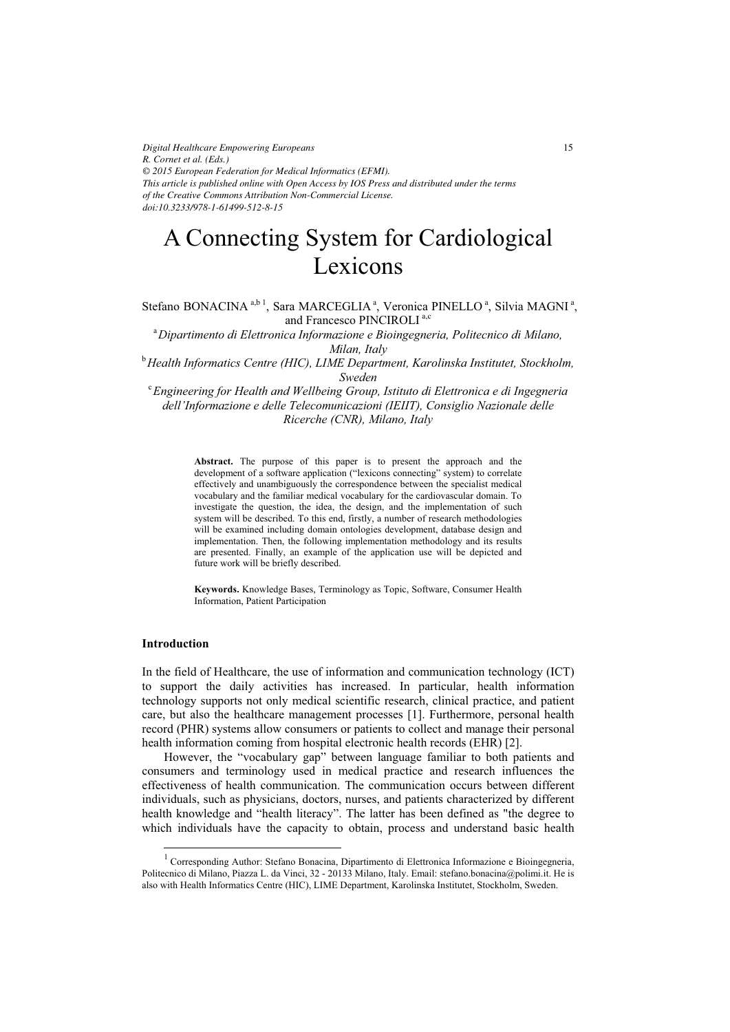# A Connecting System for Cardiological Lexicons

Stefano BONACINA [a,b,1], Sara MARCEGLIA [a], Veronica PINELLO [a], Silvia MAGNI [a], and Francesco PINCIROLI [a,c]

[a] *Dipartimento di Elettronica Informazione e Bioingegneria, Politecnico di Milano, Milan, Italy*

[b] *Health Informatics Centre (HIC), LIME Department, Karolinska Institutet, Stockholm, Sweden*

[c] *Engineering for Health and Wellbeing Group, Istituto di Elettronica e di Ingegneria dell'Informazione e delle Telecomunicazioni (IEIIT), Consiglio Nazionale delle Ricerche (CNR), Milano, Italy*

**Abstract.** The purpose of this paper is to present the approach and the development of a software application ("lexicons connecting" system) to correlate effectively and unambiguously the correspondence between the specialist medical vocabulary and the familiar medical vocabulary for the cardiovascular domain. To investigate the question, the idea, the design, and the implementation of such system will be described. To this end, firstly, a number of research methodologies will be examined including domain ontologies development, database design and implementation. Then, the following implementation methodology and its results are presented. Finally, an example of the application use will be depicted and future work will be briefly described.

**Keywords.** Knowledge Bases, Terminology as Topic, Software, Consumer Health Information, Patient Participation

## Introduction

In the field of Healthcare, the use of information and communication technology (ICT) to support the daily activities has increased. In particular, health information technology supports not only medical scientific research, clinical practice, and patient care, but also the healthcare management processes [1]. Furthermore, personal health record (PHR) systems allow consumers or patients to collect and manage their personal health information coming from hospital electronic health records (EHR) [2].

However, the "vocabulary gap" between language familiar to both patients and consumers and terminology used in medical practice and research influences the effectiveness of health communication. The communication occurs between different individuals, such as physicians, doctors, nurses, and patients characterized by different health knowledge and "health literacy". The latter has been defined as "the degree to which individuals have the capacity to obtain, process and understand basic health

[1] Corresponding Author: Stefano Bonacina, Dipartimento di Elettronica Informazione e Bioingegneria, Politecnico di Milano, Piazza L. da Vinci, 32 - 20133 Milano, Italy. Email: stefano.bonacina@polimi.it. He is also with Health Informatics Centre (HIC), LIME Department, Karolinska Institutet, Stockholm, Sweden.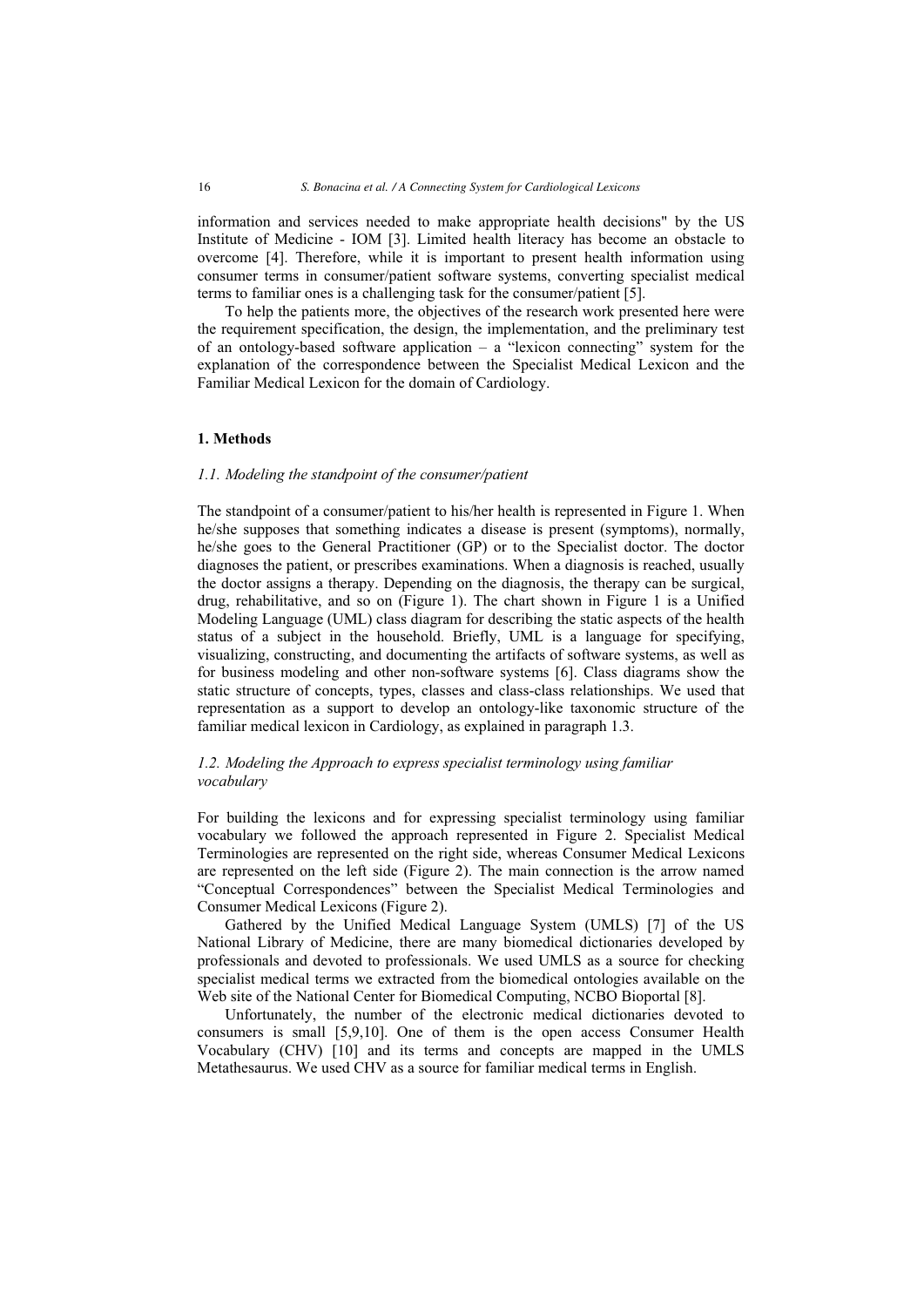information and services needed to make appropriate health decisions" by the US Institute of Medicine - IOM [3]. Limited health literacy has become an obstacle to overcome [4]. Therefore, while it is important to present health information using consumer terms in consumer/patient software systems, converting specialist medical terms to familiar ones is a challenging task for the consumer/patient [5].

To help the patients more, the objectives of the research work presented here were the requirement specification, the design, the implementation, and the preliminary test of an ontology-based software application – a "lexicon connecting" system for the explanation of the correspondence between the Specialist Medical Lexicon and the Familiar Medical Lexicon for the domain of Cardiology.

## 1. Methods

### *1.1. Modeling the standpoint of the consumer/patient*

The standpoint of a consumer/patient to his/her health is represented in Figure 1. When he/she supposes that something indicates a disease is present (symptoms), normally, he/she goes to the General Practitioner (GP) or to the Specialist doctor. The doctor diagnoses the patient, or prescribes examinations. When a diagnosis is reached, usually the doctor assigns a therapy. Depending on the diagnosis, the therapy can be surgical, drug, rehabilitative, and so on (Figure 1). The chart shown in Figure 1 is a Unified Modeling Language (UML) class diagram for describing the static aspects of the health status of a subject in the household. Briefly, UML is a language for specifying, visualizing, constructing, and documenting the artifacts of software systems, as well as for business modeling and other non-software systems [6]. Class diagrams show the static structure of concepts, types, classes and class-class relationships. We used that representation as a support to develop an ontology-like taxonomic structure of the familiar medical lexicon in Cardiology, as explained in paragraph 1.3.

### *1.2. Modeling the Approach to express specialist terminology using familiar vocabulary*

For building the lexicons and for expressing specialist terminology using familiar vocabulary we followed the approach represented in Figure 2. Specialist Medical Terminologies are represented on the right side, whereas Consumer Medical Lexicons are represented on the left side (Figure 2). The main connection is the arrow named "Conceptual Correspondences" between the Specialist Medical Terminologies and Consumer Medical Lexicons (Figure 2).

Gathered by the Unified Medical Language System (UMLS) [7] of the US National Library of Medicine, there are many biomedical dictionaries developed by professionals and devoted to professionals. We used UMLS as a source for checking specialist medical terms we extracted from the biomedical ontologies available on the Web site of the National Center for Biomedical Computing, NCBO Bioportal [8].

Unfortunately, the number of the electronic medical dictionaries devoted to consumers is small [5,9,10]. One of them is the open access Consumer Health Vocabulary (CHV) [10] and its terms and concepts are mapped in the UMLS Metathesaurus. We used CHV as a source for familiar medical terms in English.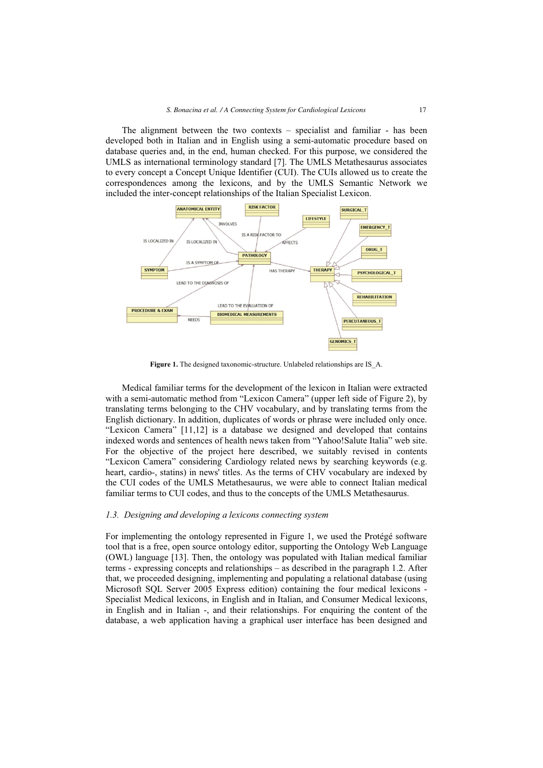The alignment between the two contexts – specialist and familiar - has been developed both in Italian and in English using a semi-automatic procedure based on database queries and, in the end, human checked. For this purpose, we considered the UMLS as international terminology standard [7]. The UMLS Metathesaurus associates to every concept a Concept Unique Identifier (CUI). The CUIs allowed us to create the correspondences among the lexicons, and by the UMLS Semantic Network we included the inter-concept relationships of the Italian Specialist Lexicon.

**Figure 1.** The designed taxonomic-structure. Unlabeled relationships are IS_A.

Medical familiar terms for the development of the lexicon in Italian were extracted with a semi-automatic method from "Lexicon Camera" (upper left side of Figure 2), by translating terms belonging to the CHV vocabulary, and by translating terms from the English dictionary. In addition, duplicates of words or phrase were included only once. "Lexicon Camera" [11,12] is a database we designed and developed that contains indexed words and sentences of health news taken from "Yahoo!Salute Italia" web site. For the objective of the project here described, we suitably revised in contents "Lexicon Camera" considering Cardiology related news by searching keywords (e.g. heart, cardio-, statins) in news' titles. As the terms of CHV vocabulary are indexed by the CUI codes of the UMLS Metathesaurus, we were able to connect Italian medical familiar terms to CUI codes, and thus to the concepts of the UMLS Metathesaurus.

### *1.3. Designing and developing a lexicons connecting system*

For implementing the ontology represented in Figure 1, we used the Protégé software tool that is a free, open source ontology editor, supporting the Ontology Web Language (OWL) language [13]. Then, the ontology was populated with Italian medical familiar terms - expressing concepts and relationships – as described in the paragraph 1.2. After that, we proceeded designing, implementing and populating a relational database (using Microsoft SQL Server 2005 Express edition) containing the four medical lexicons - Specialist Medical lexicons, in English and in Italian, and Consumer Medical lexicons, in English and in Italian -, and their relationships. For enquiring the content of the database, a web application having a graphical user interface has been designed and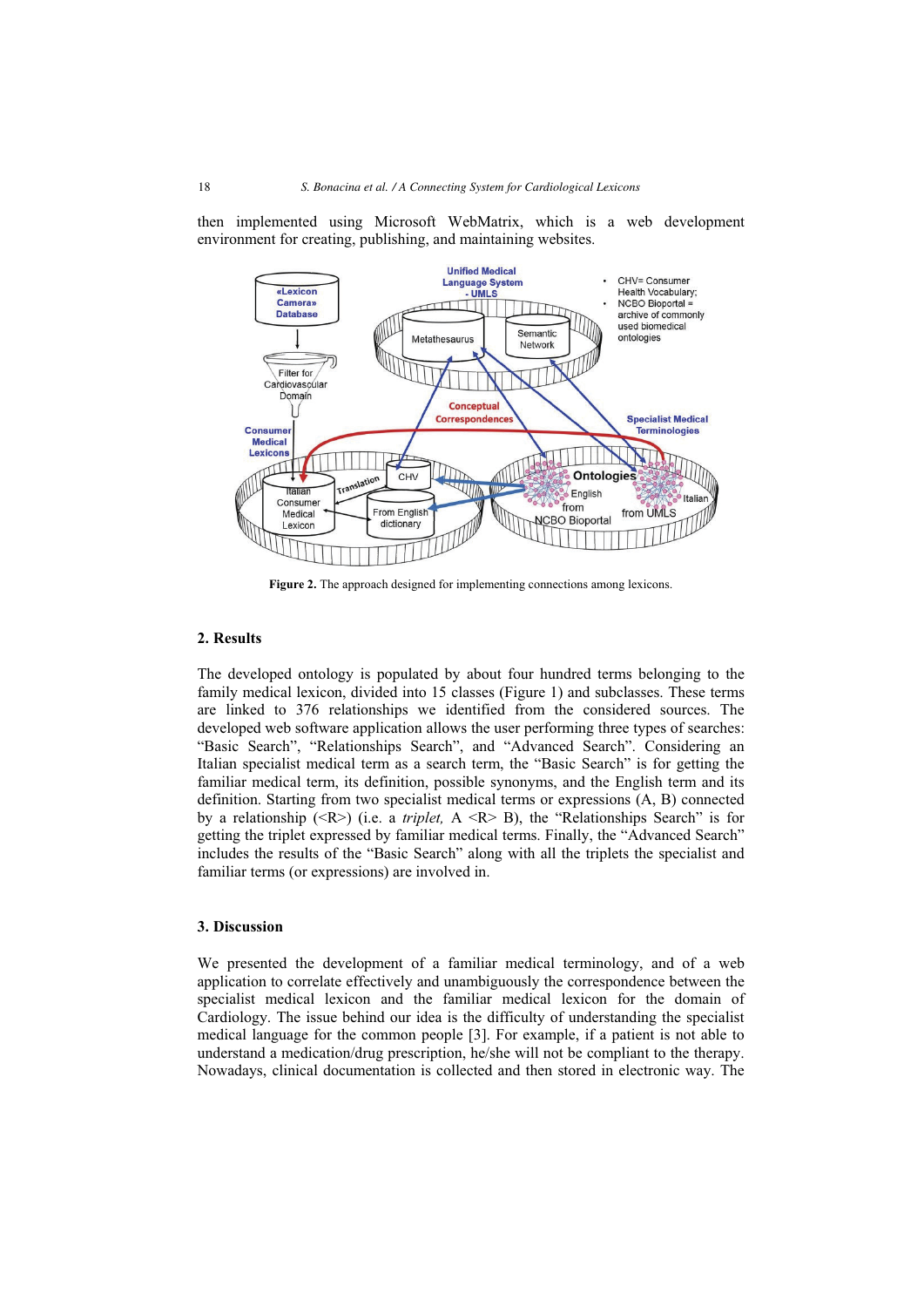then implemented using Microsoft WebMatrix, which is a web development environment for creating, publishing, and maintaining websites.

**Figure 2.** The approach designed for implementing connections among lexicons.

## 2. Results

The developed ontology is populated by about four hundred terms belonging to the family medical lexicon, divided into 15 classes (Figure 1) and subclasses. These terms are linked to 376 relationships we identified from the considered sources. The developed web software application allows the user performing three types of searches: "Basic Search", "Relationships Search", and "Advanced Search". Considering an Italian specialist medical term as a search term, the "Basic Search" is for getting the familiar medical term, its definition, possible synonyms, and the English term and its definition. Starting from two specialist medical terms or expressions (A, B) connected by a relationship (<R>) (i.e. a *triplet,* A <R> B), the "Relationships Search" is for getting the triplet expressed by familiar medical terms. Finally, the "Advanced Search" includes the results of the "Basic Search" along with all the triplets the specialist and familiar terms (or expressions) are involved in.

## 3. Discussion

We presented the development of a familiar medical terminology, and of a web application to correlate effectively and unambiguously the correspondence between the specialist medical lexicon and the familiar medical lexicon for the domain of Cardiology. The issue behind our idea is the difficulty of understanding the specialist medical language for the common people [3]. For example, if a patient is not able to understand a medication/drug prescription, he/she will not be compliant to the therapy. Nowadays, clinical documentation is collected and then stored in electronic way. The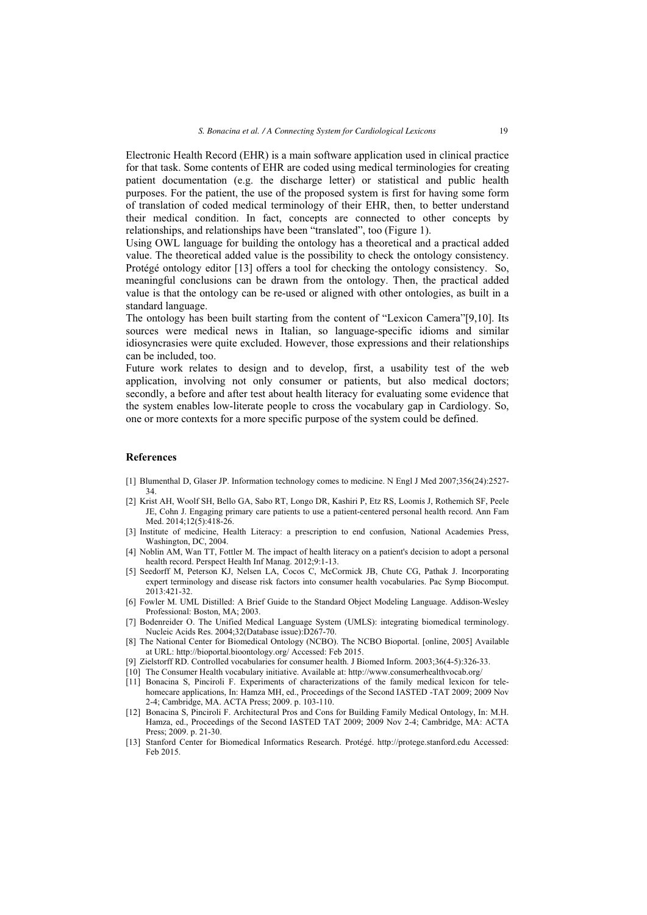Electronic Health Record (EHR) is a main software application used in clinical practice for that task. Some contents of EHR are coded using medical terminologies for creating patient documentation (e.g. the discharge letter) or statistical and public health purposes. For the patient, the use of the proposed system is first for having some form of translation of coded medical terminology of their EHR, then, to better understand their medical condition. In fact, concepts are connected to other concepts by relationships, and relationships have been "translated", too (Figure 1).

Using OWL language for building the ontology has a theoretical and a practical added value. The theoretical added value is the possibility to check the ontology consistency. Protégé ontology editor [13] offers a tool for checking the ontology consistency. So, meaningful conclusions can be drawn from the ontology. Then, the practical added value is that the ontology can be re-used or aligned with other ontologies, as built in a standard language.

The ontology has been built starting from the content of "Lexicon Camera"[9,10]. Its sources were medical news in Italian, so language-specific idioms and similar idiosyncrasies were quite excluded. However, those expressions and their relationships can be included, too.

Future work relates to design and to develop, first, a usability test of the web application, involving not only consumer or patients, but also medical doctors; secondly, a before and after test about health literacy for evaluating some evidence that the system enables low-literate people to cross the vocabulary gap in Cardiology. So, one or more contexts for a more specific purpose of the system could be defined.

## References

[1] Blumenthal D, Glaser JP. Information technology comes to medicine. N Engl J Med 2007;356(24):2527-34.

[2] Krist AH, Woolf SH, Bello GA, Sabo RT, Longo DR, Kashiri P, Etz RS, Loomis J, Rothemich SF, Peele JE, Cohn J. Engaging primary care patients to use a patient-centered personal health record. Ann Fam Med. 2014;12(5):418-26.

[3] Institute of medicine, Health Literacy: a prescription to end confusion, National Academies Press, Washington, DC, 2004.

[4] Noblin AM, Wan TT, Fottler M. The impact of health literacy on a patient's decision to adopt a personal health record. Perspect Health Inf Manag. 2012;9:1-13.

[5] Seedorff M, Peterson KJ, Nelsen LA, Cocos C, McCormick JB, Chute CG, Pathak J. Incorporating expert terminology and disease risk factors into consumer health vocabularies. Pac Symp Biocomput. 2013:421-32.

[6] Fowler M. UML Distilled: A Brief Guide to the Standard Object Modeling Language. Addison-Wesley Professional: Boston, MA; 2003.

[7] Bodenreider O. The Unified Medical Language System (UMLS): integrating biomedical terminology. Nucleic Acids Res. 2004;32(Database issue):D267-70.

[8] The National Center for Biomedical Ontology (NCBO). The NCBO Bioportal. [online, 2005] Available at URL: http://bioportal.bioontology.org/ Accessed: Feb 2015.

[9] Zielstorff RD. Controlled vocabularies for consumer health. J Biomed Inform. 2003;36(4-5):326-33.

[10] The Consumer Health vocabulary initiative. Available at: http://www.consumerhealthvocab.org/

[11] Bonacina S, Pinciroli F. Experiments of characterizations of the family medical lexicon for tele-homecare applications, In: Hamza MH, ed., Proceedings of the Second IASTED -TAT 2009; 2009 Nov 2-4; Cambridge, MA. ACTA Press; 2009. p. 103-110.

[12] Bonacina S, Pinciroli F. Architectural Pros and Cons for Building Family Medical Ontology, In: M.H. Hamza, ed., Proceedings of the Second IASTED TAT 2009; 2009 Nov 2-4; Cambridge, MA: ACTA Press; 2009. p. 21-30.

[13] Stanford Center for Biomedical Informatics Research. Protégé. http://protege.stanford.edu Accessed: Feb 2015.